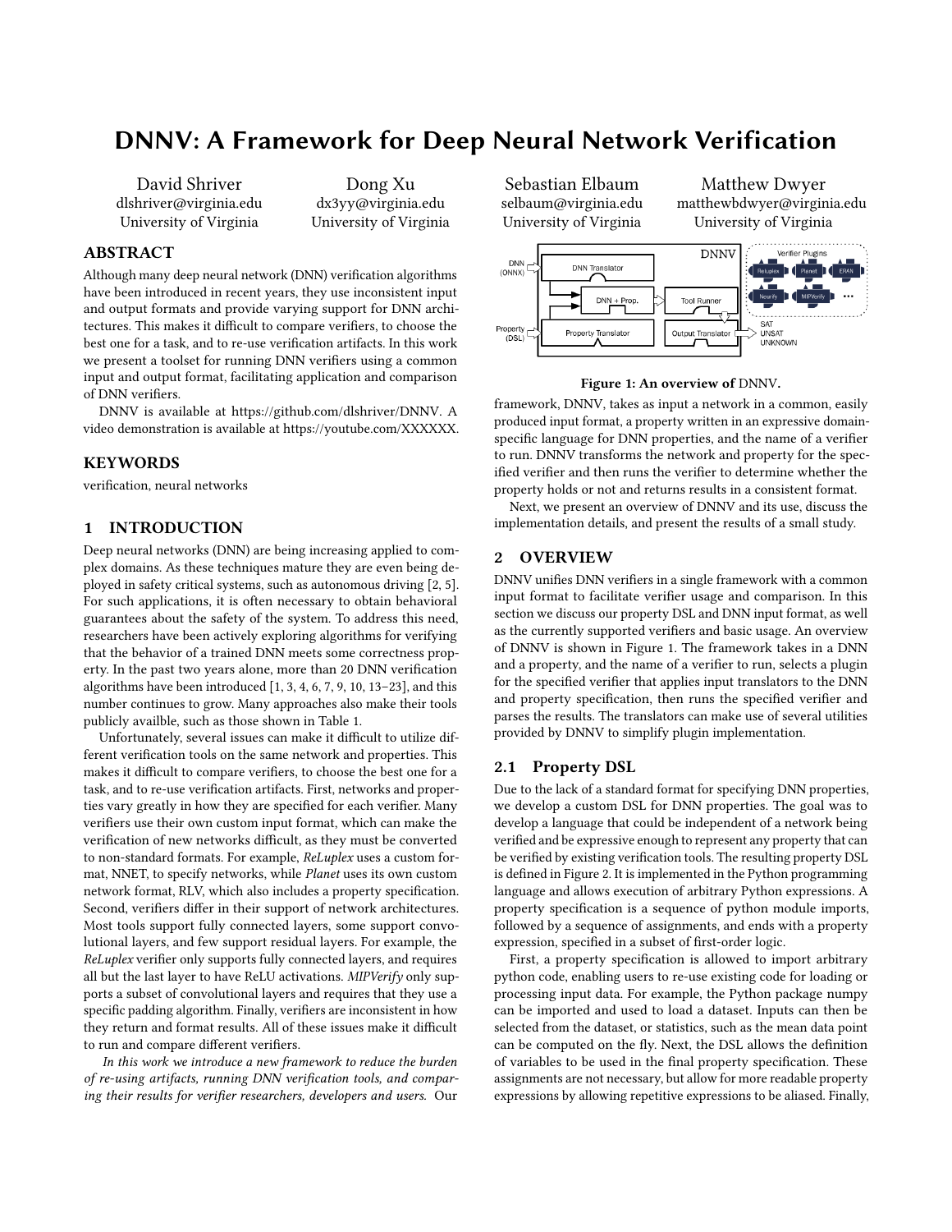# DNNV: A Framework for Deep Neural Network Verification

David Shriver
dlshriver@virginia.edu
University of Virginia

Dong Xu
dx3yy@virginia.edu
University of Virginia

Sebastian Elbaum
selbaum@virginia.edu
University of Virginia

Matthew Dwyer
matthewbdwyer@virginia.edu
University of Virginia

## ABSTRACT

Although many deep neural network (DNN) verification algorithms have been introduced in recent years, they use inconsistent input and output formats and provide varying support for DNN architectures. This makes it difficult to compare verifiers, to choose the best one for a task, and to re-use verification artifacts. In this work we present a toolset for running DNN verifiers using a common input and output format, facilitating application and comparison of DNN verifiers.

DNNV is available at https://github.com/dlshriver/DNNV. A video demonstration is available at https://youtube.com/XXXXXX.

## KEYWORDS

verification, neural networks

## 1 INTRODUCTION

Deep neural networks (DNN) are being increasing applied to complex domains. As these techniques mature they are even being deployed in safety critical systems, such as autonomous driving [2, 5]. For such applications, it is often necessary to obtain behavioral guarantees about the safety of the system. To address this need, researchers have been actively exploring algorithms for verifying that the behavior of a trained DNN meets some correctness property. In the past two years alone, more than 20 DNN verification algorithms have been introduced [1, 3, 4, 6, 7, 9, 10, 13–23], and this number continues to grow. Many approaches also make their tools publicly availble, such as those shown in Table 1.

Unfortunately, several issues can make it difficult to utilize different verification tools on the same network and properties. This makes it difficult to compare verifiers, to choose the best one for a task, and to re-use verification artifacts. First, networks and properties vary greatly in how they are specified for each verifier. Many verifiers use their own custom input format, which can make the verification of new networks difficult, as they must be converted to non-standard formats. For example, *ReLuplex* uses a custom format, NNET, to specify networks, while *Planet* uses its own custom network format, RLV, which also includes a property specification. Second, verifiers differ in their support of network architectures. Most tools support fully connected layers, some support convolutional layers, and few support residual layers. For example, the *ReLuplex* verifier only supports fully connected layers, and requires all but the last layer to have ReLU activations. *MIPVerify* only supports a subset of convolutional layers and requires that they use a specific padding algorithm. Finally, verifiers are inconsistent in how they return and format results. All of these issues make it difficult to run and compare different verifiers.

*In this work we introduce a new framework to reduce the burden of re-using artifacts, running DNN verification tools, and comparing their results for verifier researchers, developers and users.* Our framework, DNNV, takes as input a network in a common, easily produced input format, a property written in an expressive domain-specific language for DNN properties, and the name of a verifier to run. DNNV transforms the network and property for the specified verifier and then runs the verifier to determine whether the property holds or not and returns results in a consistent format.

Next, we present an overview of DNNV and its use, discuss the implementation details, and present the results of a small study.

**Figure 1: An overview of** DNNV**.**

## 2 OVERVIEW

DNNV unifies DNN verifiers in a single framework with a common input format to facilitate verifier usage and comparison. In this section we discuss our property DSL and DNN input format, as well as the currently supported verifiers and basic usage. An overview of DNNV is shown in Figure 1. The framework takes in a DNN and a property, and the name of a verifier to run, selects a plugin for the specified verifier that applies input translators to the DNN and property specification, then runs the specified verifier and parses the results. The translators can make use of several utilities provided by DNNV to simplify plugin implementation.

### 2.1 Property DSL

Due to the lack of a standard format for specifying DNN properties, we develop a custom DSL for DNN properties. The goal was to develop a language that could be independent of a network being verified and be expressive enough to represent any property that can be verified by existing verification tools. The resulting property DSL is defined in Figure 2. It is implemented in the Python programming language and allows execution of arbitrary Python expressions. A property specification is a sequence of python module imports, followed by a sequence of assignments, and ends with a property expression, specified in a subset of first-order logic.

First, a property specification is allowed to import arbitrary python code, enabling users to re-use existing code for loading or processing input data. For example, the Python package numpy can be imported and used to load a dataset. Inputs can then be selected from the dataset, or statistics, such as the mean data point can be computed on the fly. Next, the DSL allows the definition of variables to be used in the final property specification. These assignments are not necessary, but allow for more readable property expressions by allowing repetitive expressions to be aliased. Finally,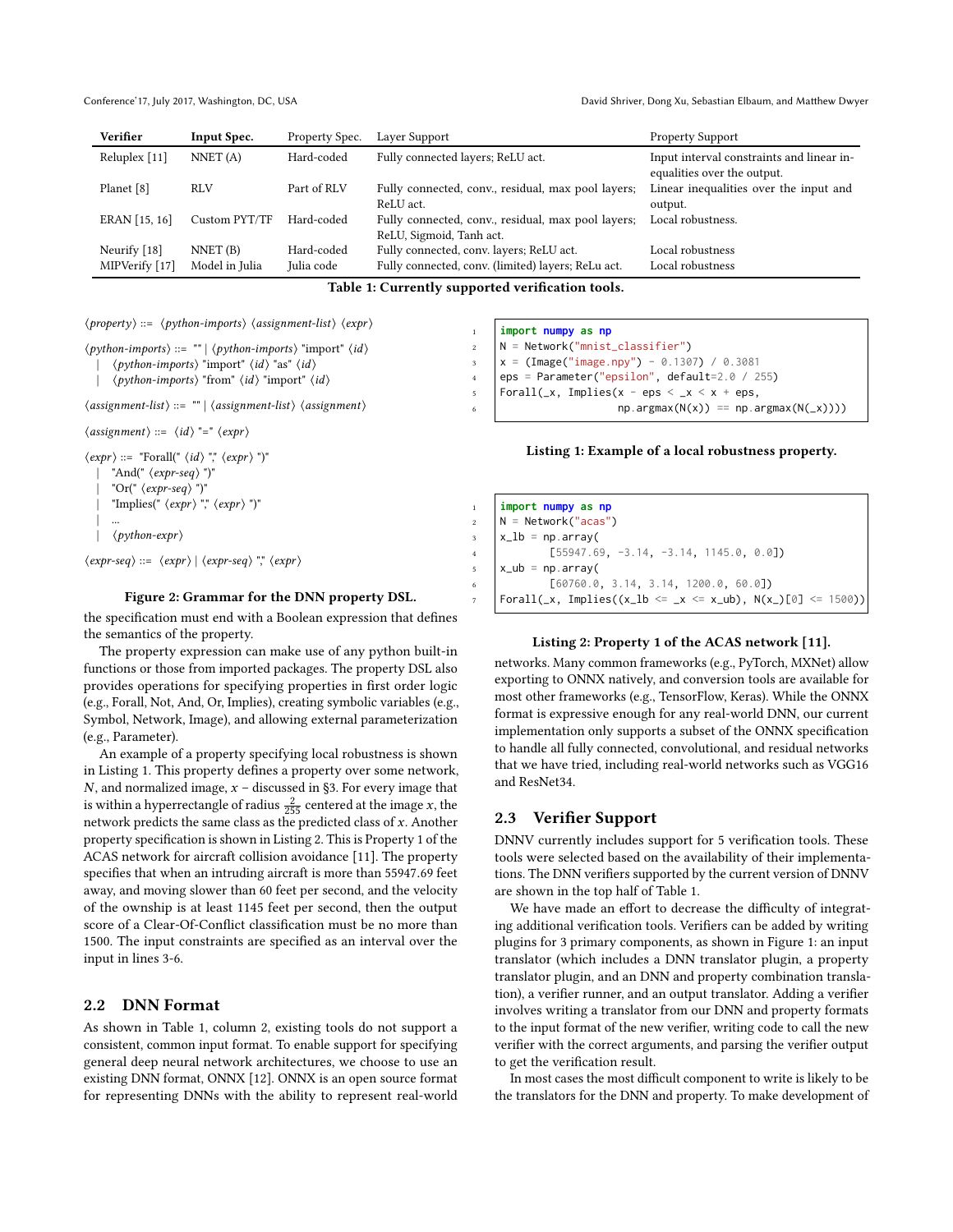| Verifier | Input Spec. | Property Spec. | Layer Support | Property Support |
|---|---|---|---|---|
| Reluplex [11] | NNET (A) | Hard-coded | Fully connected layers; ReLU act. | Input interval constraints and linear inequalities over the output. |
| Planet [8] | RLV | Part of RLV | Fully connected, conv., residual, max pool layers; ReLU act. | Linear inequalities over the input and output. |
| ERAN [15, 16] | Custom PYT/TF | Hard-coded | Fully connected, conv., residual, max pool layers; ReLU, Sigmoid, Tanh act. | Local robustness. |
| Neurify [18] | NNET (B) | Hard-coded | Fully connected, conv. layers; ReLU act. | Local robustness |
| MIPVerify [17] | Model in Julia | Julia code | Fully connected, conv. (limited) layers; ReLu act. | Local robustness |

**Table 1: Currently supported verification tools.**

```
⟨property⟩ ::= ⟨python-imports⟩ ⟨assignment-list⟩ ⟨expr⟩

⟨python-imports⟩ ::= "" | ⟨python-imports⟩ "import" ⟨id⟩
    | ⟨python-imports⟩ "import" ⟨id⟩ "as" ⟨id⟩
    | ⟨python-imports⟩ "from" ⟨id⟩ "import" ⟨id⟩

⟨assignment-list⟩ ::= "" | ⟨assignment-list⟩ ⟨assignment⟩

⟨assignment⟩ ::= ⟨id⟩ "=" ⟨expr⟩

⟨expr⟩ ::= "Forall(" ⟨id⟩ "," ⟨expr⟩ ")"
    | "And(" ⟨expr-seq⟩ ")"
    | "Or(" ⟨expr-seq⟩ ")"
    | "Implies(" ⟨expr⟩ "," ⟨expr⟩ ")"
    | ...
    | ⟨python-expr⟩

⟨expr-seq⟩ ::= ⟨expr⟩ | ⟨expr-seq⟩ "," ⟨expr⟩
```

**Figure 2: Grammar for the DNN property DSL.**

the specification must end with a Boolean expression that defines the semantics of the property.

The property expression can make use of any python built-in functions or those from imported packages. The property DSL also provides operations for specifying properties in first order logic (e.g., Forall, Not, And, Or, Implies), creating symbolic variables (e.g., Symbol, Network, Image), and allowing external parameterization (e.g., Parameter).

An example of a property specifying local robustness is shown in Listing 1. This property defines a property over some network, $N$, and normalized image, $x$ – discussed in §3. For every image that is within a hyperrectangle of radius $\frac{2}{255}$ centered at the image $x$, the network predicts the same class as the predicted class of $x$. Another property specification is shown in Listing 2. This is Property 1 of the ACAS network for aircraft collision avoidance [11]. The property specifies that when an intruding aircraft is more than 55947.69 feet away, and moving slower than 60 feet per second, and the velocity of the ownship is at least 1145 feet per second, then the output score of a Clear-Of-Conflict classification must be no more than 1500. The input constraints are specified as an interval over the input in lines 3-6.

```
import numpy as np
N = Network("mnist_classifier")
x = (Image("image.npy") - 0.1307) / 0.3081
eps = Parameter("epsilon", default=2.0 / 255)
Forall(_x, Implies(x - eps < _x < x + eps,
                   np.argmax(N(x)) == np.argmax(N(_x))))
```

**Listing 1: Example of a local robustness property.**

```
import numpy as np
N = Network("acas")
x_lb = np.array(
        [55947.69, -3.14, -3.14, 1145.0, 0.0])
x_ub = np.array(
        [60760.0, 3.14, 3.14, 1200.0, 60.0])
Forall(_x, Implies((x_lb <= _x <= x_ub), N(x_)[0] <= 1500))
```

**Listing 2: Property 1 of the ACAS network [11].**

## 2.2 DNN Format

As shown in Table 1, column 2, existing tools do not support a consistent, common input format. To enable support for specifying general deep neural network architectures, we choose to use an existing DNN format, ONNX [12]. ONNX is an open source format for representing DNNs with the ability to represent real-world networks. Many common frameworks (e.g., PyTorch, MXNet) allow exporting to ONNX natively, and conversion tools are available for most other frameworks (e.g., TensorFlow, Keras). While the ONNX format is expressive enough for any real-world DNN, our current implementation only supports a subset of the ONNX specification to handle all fully connected, convolutional, and residual networks that we have tried, including real-world networks such as VGG16 and ResNet34.

## 2.3 Verifier Support

DNNV currently includes support for 5 verification tools. These tools were selected based on the availability of their implementations. The DNN verifiers supported by the current version of DNNV are shown in the top half of Table 1.

We have made an effort to decrease the difficulty of integrating additional verification tools. Verifiers can be added by writing plugins for 3 primary components, as shown in Figure 1: an input translator (which includes a DNN translator plugin, a property translator plugin, and an DNN and property combination translation), a verifier runner, and an output translator. Adding a verifier involves writing a translator from our DNN and property formats to the input format of the new verifier, writing code to call the new verifier with the correct arguments, and parsing the verifier output to get the verification result.

In most cases the most difficult component to write is likely to be the translators for the DNN and property. To make development of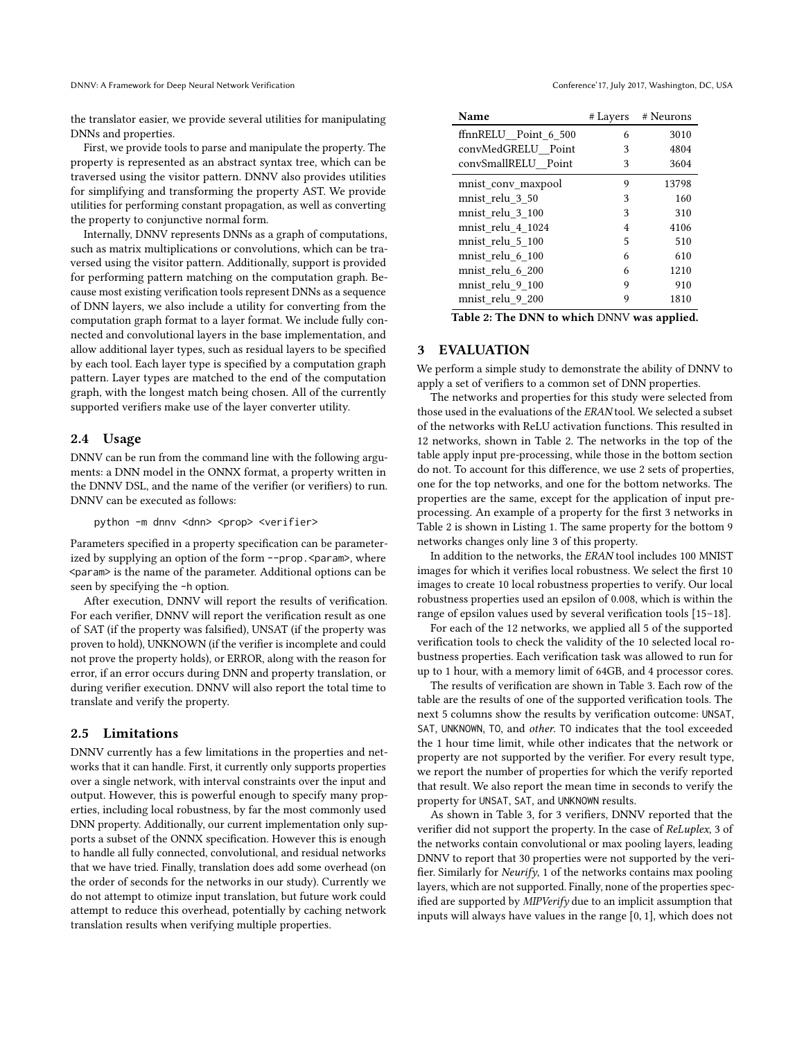the translator easier, we provide several utilities for manipulating DNNs and properties.

First, we provide tools to parse and manipulate the property. The property is represented as an abstract syntax tree, which can be traversed using the visitor pattern. DNNV also provides utilities for simplifying and transforming the property AST. We provide utilities for performing constant propagation, as well as converting the property to conjunctive normal form.

Internally, DNNV represents DNNs as a graph of computations, such as matrix multiplications or convolutions, which can be traversed using the visitor pattern. Additionally, support is provided for performing pattern matching on the computation graph. Because most existing verification tools represent DNNs as a sequence of DNN layers, we also include a utility for converting from the computation graph format to a layer format. We include fully connected and convolutional layers in the base implementation, and allow additional layer types, such as residual layers to be specified by each tool. Each layer type is specified by a computation graph pattern. Layer types are matched to the end of the computation graph, with the longest match being chosen. All of the currently supported verifiers make use of the layer converter utility.

## 2.4 Usage

DNNV can be run from the command line with the following arguments: a DNN model in the ONNX format, a property written in the DNNV DSL, and the name of the verifier (or verifiers) to run. DNNV can be executed as follows:

```
python -m dnnv <dnn> <prop> <verifier>
```

Parameters specified in a property specification can be parameterized by supplying an option of the form `--prop.<param>`, where `<param>` is the name of the parameter. Additional options can be seen by specifying the `-h` option.

After execution, DNNV will report the results of verification. For each verifier, DNNV will report the verification result as one of SAT (if the property was falsified), UNSAT (if the property was proven to hold), UNKNOWN (if the verifier is incomplete and could not prove the property holds), or ERROR, along with the reason for error, if an error occurs during DNN and property translation, or during verifier execution. DNNV will also report the total time to translate and verify the property.

## 2.5 Limitations

DNNV currently has a few limitations in the properties and networks that it can handle. First, it currently only supports properties over a single network, with interval constraints over the input and output. However, this is powerful enough to specify many properties, including local robustness, by far the most commonly used DNN property. Additionally, our current implementation only supports a subset of the ONNX specification. However this is enough to handle all fully connected, convolutional, and residual networks that we have tried. Finally, translation does add some overhead (on the order of seconds for the networks in our study). Currently we do not attempt to otimize input translation, but future work could attempt to reduce this overhead, potentially by caching network translation results when verifying multiple properties.

| Name | # Layers | # Neurons |
|---|---|---|
| ffnnRELU__Point_6_500 | 6 | 3010 |
| convMedGRELU__Point | 3 | 4804 |
| convSmallRELU__Point | 3 | 3604 |
| mnist_conv_maxpool | 9 | 13798 |
| mnist_relu_3_50 | 3 | 160 |
| mnist_relu_3_100 | 3 | 310 |
| mnist_relu_4_1024 | 4 | 4106 |
| mnist_relu_5_100 | 5 | 510 |
| mnist_relu_6_100 | 6 | 610 |
| mnist_relu_6_200 | 6 | 1210 |
| mnist_relu_9_100 | 9 | 910 |
| mnist_relu_9_200 | 9 | 1810 |

**Table 2: The DNN to which DNNV was applied.**

# 3 EVALUATION

We perform a simple study to demonstrate the ability of DNNV to apply a set of verifiers to a common set of DNN properties.

The networks and properties for this study were selected from those used in the evaluations of the *ERAN* tool. We selected a subset of the networks with ReLU activation functions. This resulted in 12 networks, shown in Table 2. The networks in the top of the table apply input pre-processing, while those in the bottom section do not. To account for this difference, we use 2 sets of properties, one for the top networks, and one for the bottom networks. The properties are the same, except for the application of input preprocessing. An example of a property for the first 3 networks in Table 2 is shown in Listing 1. The same property for the bottom 9 networks changes only line 3 of this property.

In addition to the networks, the *ERAN* tool includes 100 MNIST images for which it verifies local robustness. We select the first 10 images to create 10 local robustness properties to verify. Our local robustness properties used an epsilon of 0.008, which is within the range of epsilon values used by several verification tools [15–18].

For each of the 12 networks, we applied all 5 of the supported verification tools to check the validity of the 10 selected local robustness properties. Each verification task was allowed to run for up to 1 hour, with a memory limit of 64GB, and 4 processor cores.

The results of verification are shown in Table 3. Each row of the table are the results of one of the supported verification tools. The next 5 columns show the results by verification outcome: UNSAT, SAT, UNKNOWN, TO, and *other*. TO indicates that the tool exceeded the 1 hour time limit, while other indicates that the network or property are not supported by the verifier. For every result type, we report the number of properties for which the verify reported that result. We also report the mean time in seconds to verify the property for UNSAT, SAT, and UNKNOWN results.

As shown in Table 3, for 3 verifiers, DNNV reported that the verifier did not support the property. In the case of *ReLuplex*, 3 of the networks contain convolutional or max pooling layers, leading DNNV to report that 30 properties were not supported by the verifier. Similarly for *Neurify*, 1 of the networks contains max pooling layers, which are not supported. Finally, none of the properties specified are supported by *MIPVerify* due to an implicit assumption that inputs will always have values in the range $[0, 1]$, which does not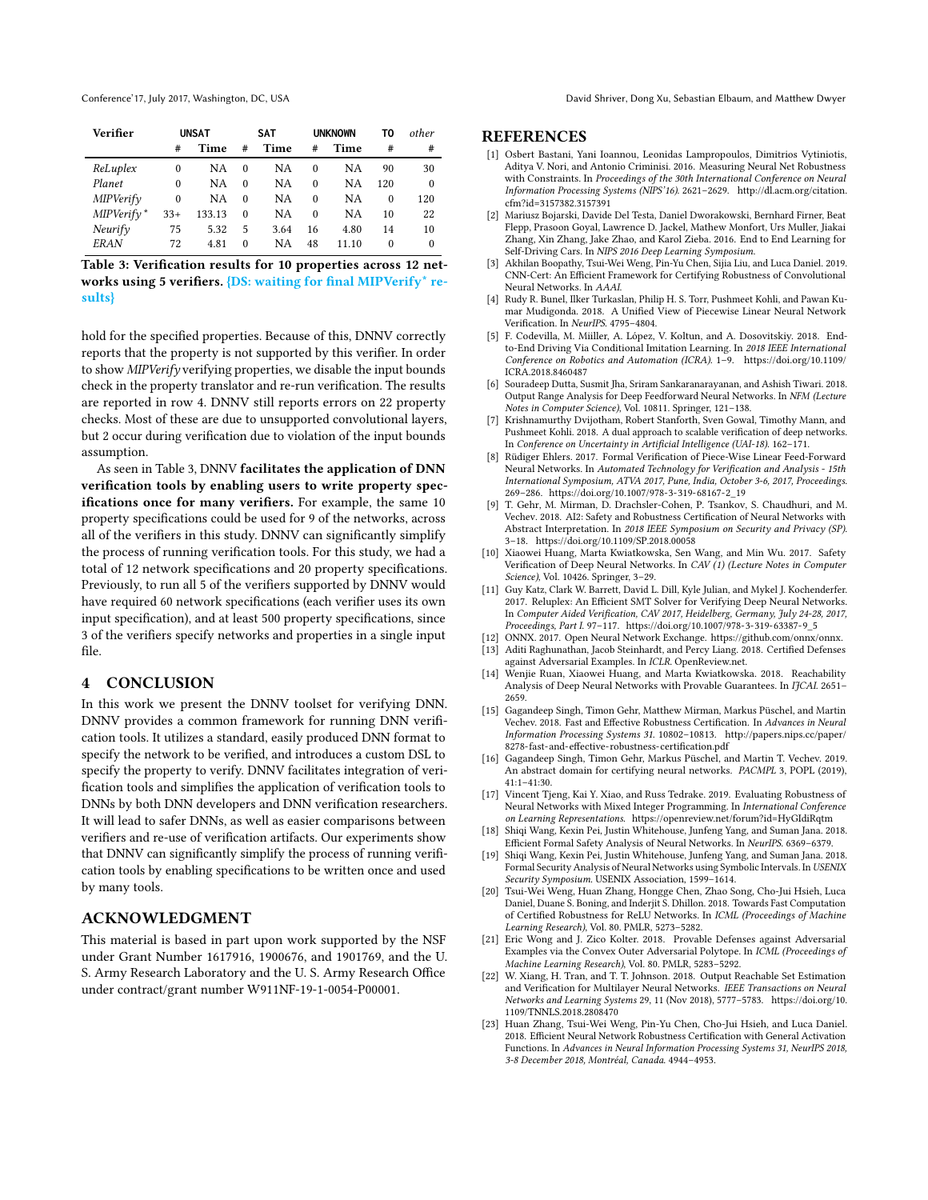| Verifier | UNSAT | | SAT | | UNKNOWN | | TO | *other* |
|---|---|---|---|---|---|---|---|---|
| | # | Time | # | Time | # | Time | # | # |
| *ReLuplex* | 0 | NA | 0 | NA | 0 | NA | 90 | 30 |
| *Planet* | 0 | NA | 0 | NA | 0 | NA | 120 | 0 |
| *MIPVerify* | 0 | NA | 0 | NA | 0 | NA | 0 | 120 |
| *MIPVerify*\* | 33+ | 133.13 | 0 | NA | 0 | NA | 10 | 22 |
| *Neurify* | 75 | 5.32 | 5 | 3.64 | 16 | 4.80 | 14 | 10 |
| *ERAN* | 72 | 4.81 | 0 | NA | 48 | 11.10 | 0 | 0 |

**Table 3: Verification results for 10 properties across 12 networks using 5 verifiers.** {DS: waiting for final MIPVerify* results}

hold for the specified properties. Because of this, DNNV correctly reports that the property is not supported by this verifier. In order to show *MIPVerify* verifying properties, we disable the input bounds check in the property translator and re-run verification. The results are reported in row 4. DNNV still reports errors on 22 property checks. Most of these are due to unsupported convolutional layers, but 2 occur during verification due to violation of the input bounds assumption.

As seen in Table 3, DNNV **facilitates the application of DNN verification tools by enabling users to write property specifications once for many verifiers.** For example, the same 10 property specifications could be used for 9 of the networks, across all of the verifiers in this study. DNNV can significantly simplify the process of running verification tools. For this study, we had a total of 12 network specifications and 20 property specifications. Previously, to run all 5 of the verifiers supported by DNNV would have required 60 network specifications (each verifier uses its own input specification), and at least 500 property specifications, since 3 of the verifiers specify networks and properties in a single input file.

## 4 CONCLUSION

In this work we present the DNNV toolset for verifying DNN. DNNV provides a common framework for running DNN verification tools. It utilizes a standard, easily produced DNN format to specify the network to be verified, and introduces a custom DSL to specify the property to verify. DNNV facilitates integration of verification tools and simplifies the application of verification tools to DNNs by both DNN developers and DNN verification researchers. It will lead to safer DNNs, as well as easier comparisons between verifiers and re-use of verification artifacts. Our experiments show that DNNV can significantly simplify the process of running verification tools by enabling specifications to be written once and used by many tools.

## ACKNOWLEDGMENT

This material is based in part upon work supported by the NSF under Grant Number 1617916, 1900676, and 1901769, and the U. S. Army Research Laboratory and the U. S. Army Research Office under contract/grant number W911NF-19-1-0054-P00001.

## REFERENCES

[1] Osbert Bastani, Yani Ioannou, Leonidas Lampropoulos, Dimitrios Vytiniotis, Aditya V. Nori, and Antonio Criminisi. 2016. Measuring Neural Net Robustness with Constraints. In *Proceedings of the 30th International Conference on Neural Information Processing Systems (NIPS'16)*. 2621–2629. http://dl.acm.org/citation.cfm?id=3157382.3157391

[2] Mariusz Bojarski, Davide Del Testa, Daniel Dworakowski, Bernhard Firner, Beat Flepp, Prasoon Goyal, Lawrence D. Jackel, Mathew Monfort, Urs Muller, Jiakai Zhang, Xin Zhang, Jake Zhao, and Karol Zieba. 2016. End to End Learning for Self-Driving Cars. In *NIPS 2016 Deep Learning Symposium*.

[3] Akhilan Boopathy, Tsui-Wei Weng, Pin-Yu Chen, Sijia Liu, and Luca Daniel. 2019. CNN-Cert: An Efficient Framework for Certifying Robustness of Convolutional Neural Networks. In *AAAI*.

[4] Rudy R. Bunel, Ilker Turkaslan, Philip H. S. Torr, Pushmeet Kohli, and Pawan Kumar Mudigonda. 2018. A Unified View of Piecewise Linear Neural Network Verification. In *NeurIPS*. 4795–4804.

[5] F. Codevilla, M. Miiller, A. López, V. Koltun, and A. Dosovitskiy. 2018. End-to-End Driving Via Conditional Imitation Learning. In *2018 IEEE International Conference on Robotics and Automation (ICRA)*. 1–9. https://doi.org/10.1109/ICRA.2018.8460487

[6] Souradeep Dutta, Susmit Jha, Sriram Sankaranarayanan, and Ashish Tiwari. 2018. Output Range Analysis for Deep Feedforward Neural Networks. In *NFM (Lecture Notes in Computer Science)*, Vol. 10811. Springer, 121–138.

[7] Krishnamurthy Dvijotham, Robert Stanforth, Sven Gowal, Timothy Mann, and Pushmeet Kohli. 2018. A dual approach to scalable verification of deep networks. In *Conference on Uncertainty in Artificial Intelligence (UAI-18)*. 162–171.

[8] Rüdiger Ehlers. 2017. Formal Verification of Piece-Wise Linear Feed-Forward Neural Networks. In *Automated Technology for Verification and Analysis - 15th International Symposium, ATVA 2017, Pune, India, October 3-6, 2017, Proceedings*. 269–286. https://doi.org/10.1007/978-3-319-68167-2_19

[9] T. Gehr, M. Mirman, D. Drachsler-Cohen, P. Tsankov, S. Chaudhuri, and M. Vechev. 2018. AI2: Safety and Robustness Certification of Neural Networks with Abstract Interpretation. In *2018 IEEE Symposium on Security and Privacy (SP)*. 3–18. https://doi.org/10.1109/SP.2018.00058

[10] Xiaowei Huang, Marta Kwiatkowska, Sen Wang, and Min Wu. 2017. Safety Verification of Deep Neural Networks. In *CAV (1) (Lecture Notes in Computer Science)*, Vol. 10426. Springer, 3–29.

[11] Guy Katz, Clark W. Barrett, David L. Dill, Kyle Julian, and Mykel J. Kochenderfer. 2017. Reluplex: An Efficient SMT Solver for Verifying Deep Neural Networks. In *Computer Aided Verification, CAV 2017, Heidelberg, Germany, July 24-28, 2017, Proceedings, Part I*. 97–117. https://doi.org/10.1007/978-3-319-63387-9_5

[12] ONNX. 2017. Open Neural Network Exchange. https://github.com/onnx/onnx.

[13] Aditi Raghunathan, Jacob Steinhardt, and Percy Liang. 2018. Certified Defenses against Adversarial Examples. In *ICLR*. OpenReview.net.

[14] Wenjie Ruan, Xiaowei Huang, and Marta Kwiatkowska. 2018. Reachability Analysis of Deep Neural Networks with Provable Guarantees. In *IJCAI*. 2651–2659.

[15] Gagandeep Singh, Timon Gehr, Matthew Mirman, Markus Püschel, and Martin Vechev. 2018. Fast and Effective Robustness Certification. In *Advances in Neural Information Processing Systems 31*. 10802–10813. http://papers.nips.cc/paper/8278-fast-and-effective-robustness-certification.pdf

[16] Gagandeep Singh, Timon Gehr, Markus Püschel, and Martin T. Vechev. 2019. An abstract domain for certifying neural networks. *PACMPL* 3, POPL (2019), 41:1–41:30.

[17] Vincent Tjeng, Kai Y. Xiao, and Russ Tedrake. 2019. Evaluating Robustness of Neural Networks with Mixed Integer Programming. In *International Conference on Learning Representations*. https://openreview.net/forum?id=HyGIdiRqtm

[18] Shiqi Wang, Kexin Pei, Justin Whitehouse, Junfeng Yang, and Suman Jana. 2018. Efficient Formal Safety Analysis of Neural Networks. In *NeurIPS*. 6369–6379.

[19] Shiqi Wang, Kexin Pei, Justin Whitehouse, Junfeng Yang, and Suman Jana. 2018. Formal Security Analysis of Neural Networks using Symbolic Intervals. In *USENIX Security Symposium*. USENIX Association, 1599–1614.

[20] Tsui-Wei Weng, Huan Zhang, Hongge Chen, Zhao Song, Cho-Jui Hsieh, Luca Daniel, Duane S. Boning, and Inderjit S. Dhillon. 2018. Towards Fast Computation of Certified Robustness for ReLU Networks. In *ICML (Proceedings of Machine Learning Research)*, Vol. 80. PMLR, 5273–5282.

[21] Eric Wong and J. Zico Kolter. 2018. Provable Defenses against Adversarial Examples via the Convex Outer Adversarial Polytope. In *ICML (Proceedings of Machine Learning Research)*, Vol. 80. PMLR, 5283–5292.

[22] W. Xiang, H. Tran, and T. T. Johnson. 2018. Output Reachable Set Estimation and Verification for Multilayer Neural Networks. *IEEE Transactions on Neural Networks and Learning Systems* 29, 11 (Nov 2018), 5777–5783. https://doi.org/10.1109/TNNLS.2018.2808470

[23] Huan Zhang, Tsui-Wei Weng, Pin-Yu Chen, Cho-Jui Hsieh, and Luca Daniel. 2018. Efficient Neural Network Robustness Certification with General Activation Functions. In *Advances in Neural Information Processing Systems 31, NeurIPS 2018, 3-8 December 2018, Montréal, Canada*. 4944–4953.